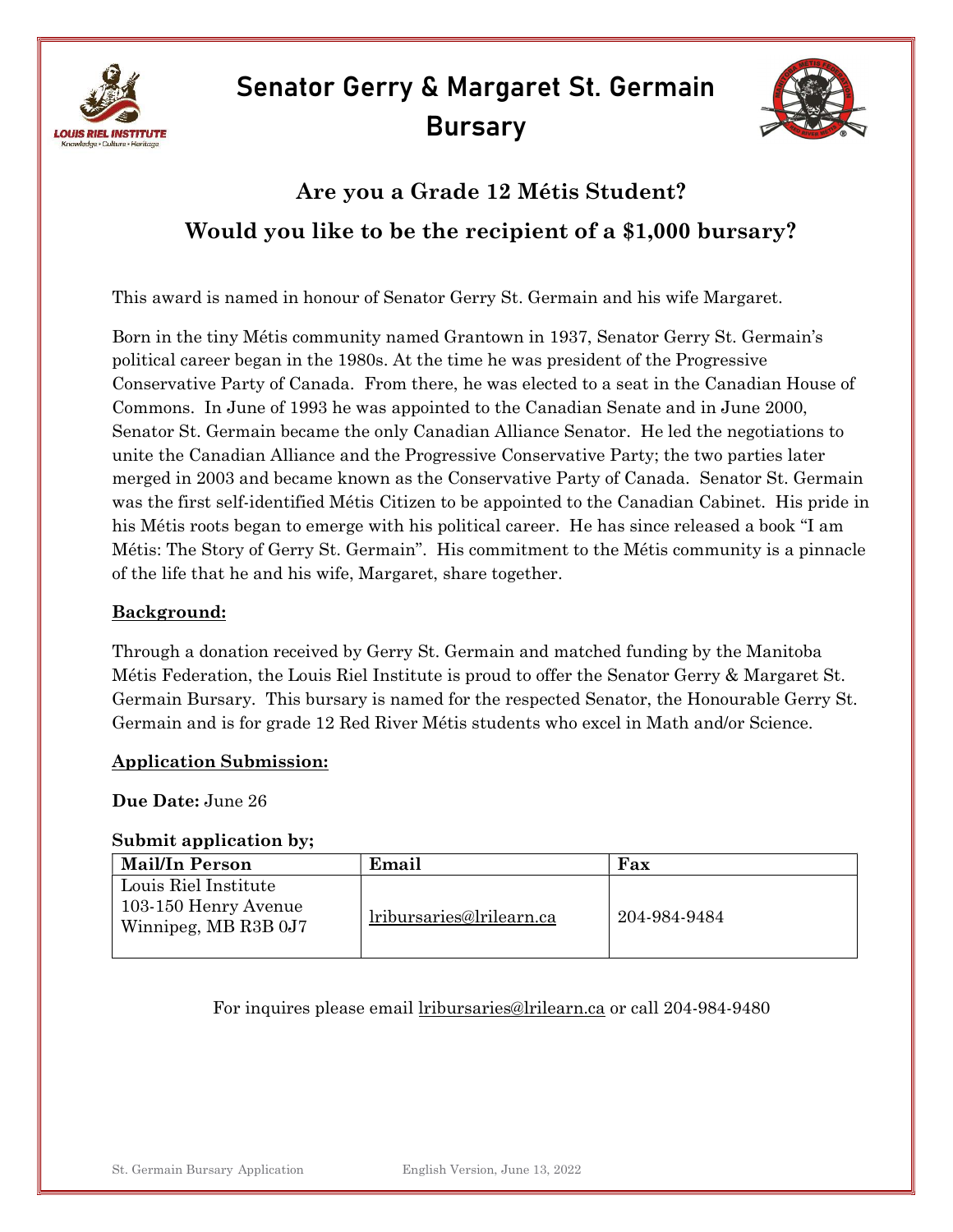# Senator Gerry & Margaret St. Germain Bursary

## Are you a Grade 12 Métis Student?

## Would you like to be the recipient of a $1,000 bursary?

This award is named in honour of Senator Gerry St. Germain and his wife Margaret.

Born in the tiny Métis community named Grantown in 1937, Senator Gerry St. Germain's political career began in the 1980s. At the time he was president of the Progressive Conservative Party of Canada. From there, he was elected to a seat in the Canadian House of Commons. In June of 1993 he was appointed to the Canadian Senate and in June 2000, Senator St. Germain became the only Canadian Alliance Senator. He led the negotiations to unite the Canadian Alliance and the Progressive Conservative Party; the two parties later merged in 2003 and became known as the Conservative Party of Canada. Senator St. Germain was the first self-identified Métis Citizen to be appointed to the Canadian Cabinet. His pride in his Métis roots began to emerge with his political career. He has since released a book "I am Métis: The Story of Gerry St. Germain". His commitment to the Métis community is a pinnacle of the life that he and his wife, Margaret, share together.

**Background:**

Through a donation received by Gerry St. Germain and matched funding by the Manitoba Métis Federation, the Louis Riel Institute is proud to offer the Senator Gerry & Margaret St. Germain Bursary. This bursary is named for the respected Senator, the Honourable Gerry St. Germain and is for grade 12 Red River Métis students who excel in Math and/or Science.

**Application Submission:**

**Due Date:** June 26

**Submit application by;**

| Mail/In Person | Email | Fax |
|---|---|---|
| Louis Riel Institute<br>103-150 Henry Avenue<br>Winnipeg, MB R3B 0J7 | lribursaries@lrilearn.ca | 204-984-9484 |

For inquires please email lribursaries@lrilearn.ca or call 204-984-9480

St. Germain Bursary Application English Version, June 13, 2022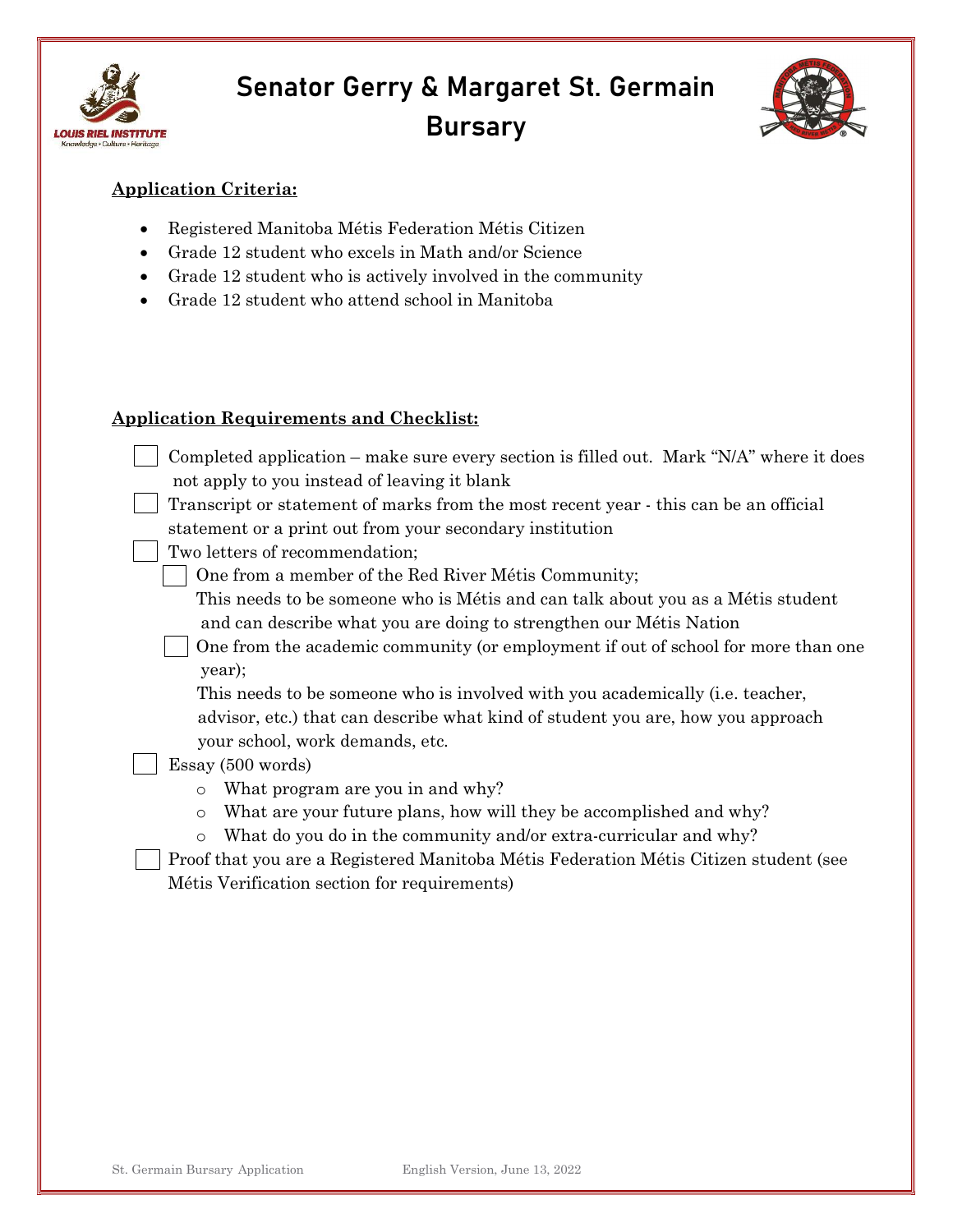# Senator Gerry & Margaret St. Germain Bursary

**Application Criteria:**

- Registered Manitoba Métis Federation Métis Citizen
- Grade 12 student who excels in Math and/or Science
- Grade 12 student who is actively involved in the community
- Grade 12 student who attend school in Manitoba

**Application Requirements and Checklist:**

- [ ] Completed application – make sure every section is filled out. Mark "N/A" where it does not apply to you instead of leaving it blank
- [ ] Transcript or statement of marks from the most recent year - this can be an official statement or a print out from your secondary institution
- [ ] Two letters of recommendation;
  - [ ] One from a member of the Red River Métis Community;
    This needs to be someone who is Métis and can talk about you as a Métis student and can describe what you are doing to strengthen our Métis Nation
  - [ ] One from the academic community (or employment if out of school for more than one year);
    This needs to be someone who is involved with you academically (i.e. teacher, advisor, etc.) that can describe what kind of student you are, how you approach your school, work demands, etc.
- [ ] Essay (500 words)
  - What program are you in and why?
  - What are your future plans, how will they be accomplished and why?
  - What do you do in the community and/or extra-curricular and why?
- [ ] Proof that you are a Registered Manitoba Métis Federation Métis Citizen student (see Métis Verification section for requirements)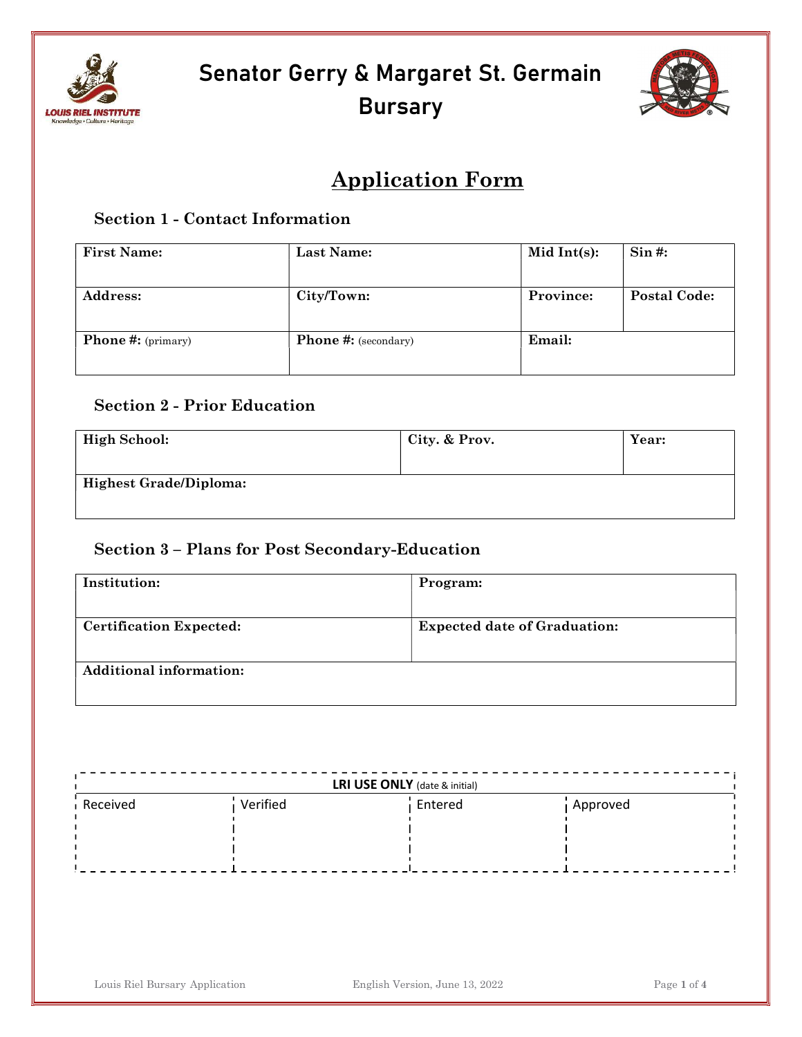# Senator Gerry & Margaret St. Germain Bursary

## Application Form

### Section 1 - Contact Information

| First Name: | Last Name: | Mid Int(s): | Sin #: |
|---|---|---|---|
| **Address:** | **City/Town:** | **Province:** | **Postal Code:** |
| **Phone #:** (primary) | **Phone #:** (secondary) | **Email:** | |

### Section 2 - Prior Education

| High School: | City. & Prov. | Year: |
|---|---|---|
| **Highest Grade/Diploma:** | | |

### Section 3 – Plans for Post Secondary-Education

| Institution: | Program: |
|---|---|
| **Certification Expected:** | **Expected date of Graduation:** |
| **Additional information:** | |

| **LRI USE ONLY** (date & initial) | | | |
|---|---|---|---|
| Received | Verified | Entered | Approved |
| | | | |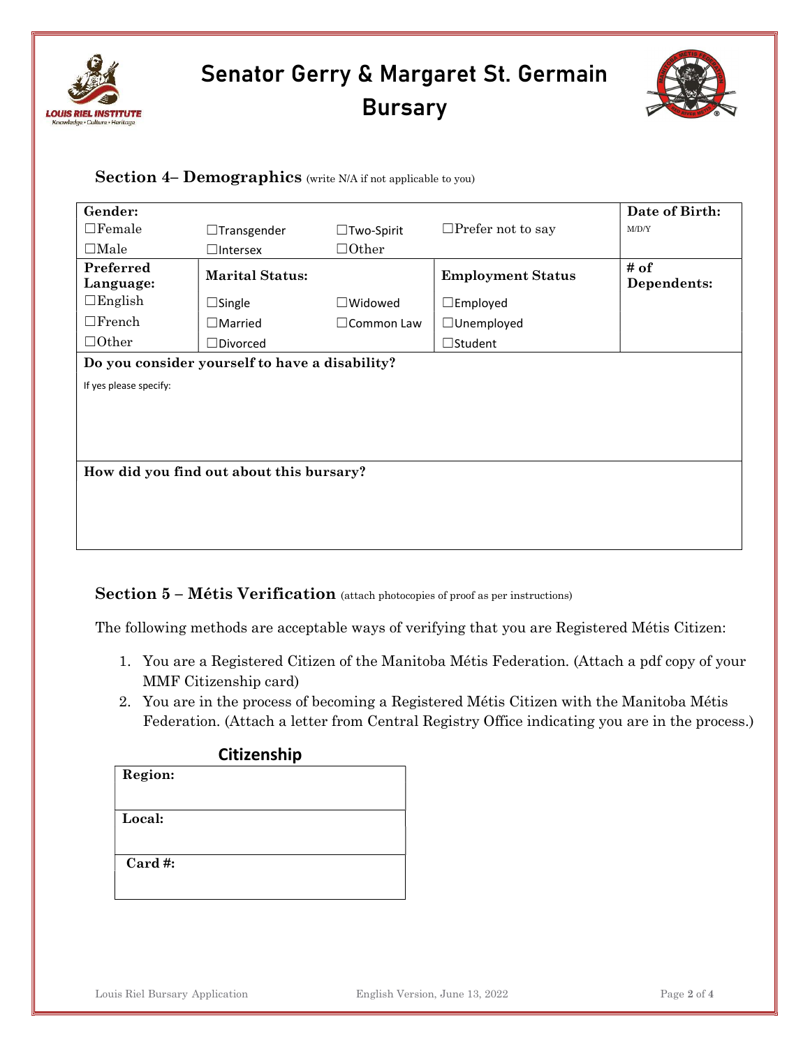# Senator Gerry & Margaret St. Germain Bursary

## Section 4– Demographics (write N/A if not applicable to you)

| Gender: | | | | Date of Birth: |
|---|---|---|---|---|
| ☐Female | ☐Transgender | ☐Two-Spirit | ☐Prefer not to say | M/D/Y |
| ☐Male | ☐Intersex | ☐Other | | |
| **Preferred Language:** | **Marital Status:** | | **Employment Status** | **# of Dependents:** |
| ☐English | ☐Single | ☐Widowed | ☐Employed | |
| ☐French | ☐Married | ☐Common Law | ☐Unemployed | |
| ☐Other | ☐Divorced | | ☐Student | |
| **Do you consider yourself to have a disability?** | | | | |
| If yes please specify: | | | | |
| **How did you find out about this bursary?** | | | | |

## Section 5 – Métis Verification (attach photocopies of proof as per instructions)

The following methods are acceptable ways of verifying that you are Registered Métis Citizen:

1. You are a Registered Citizen of the Manitoba Métis Federation. (Attach a pdf copy of your MMF Citizenship card)
2. You are in the process of becoming a Registered Métis Citizen with the Manitoba Métis Federation. (Attach a letter from Central Registry Office indicating you are in the process.)

| Citizenship |
|---|
| **Region:** |
| **Local:** |
| **Card #:** |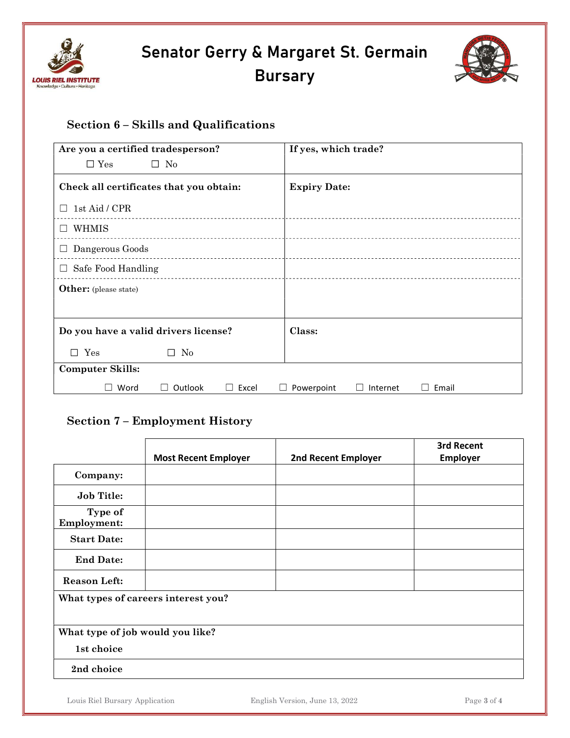# Senator Gerry & Margaret St. Germain Bursary

## Section 6 – Skills and Qualifications

| Are you a certified tradesperson? ☐ Yes ☐ No | If yes, which trade? |
|---|---|
| **Check all certificates that you obtain:** | **Expiry Date:** |
| ☐ 1st Aid / CPR | |
| ☐ WHMIS | |
| ☐ Dangerous Goods | |
| ☐ Safe Food Handling | |
| **Other:** (please state) | |
| **Do you have a valid drivers license?** ☐ Yes ☐ No | **Class:** |
| **Computer Skills:** ☐ Word ☐ Outlook ☐ Excel ☐ Powerpoint ☐ Internet ☐ Email | |

## Section 7 – Employment History

| | Most Recent Employer | 2nd Recent Employer | 3rd Recent Employer |
|---|---|---|---|
| **Company:** | | | |
| **Job Title:** | | | |
| **Type of Employment:** | | | |
| **Start Date:** | | | |
| **End Date:** | | | |
| **Reason Left:** | | | |

**What types of careers interest you?**

**What type of job would you like?**

**1st choice**

**2nd choice**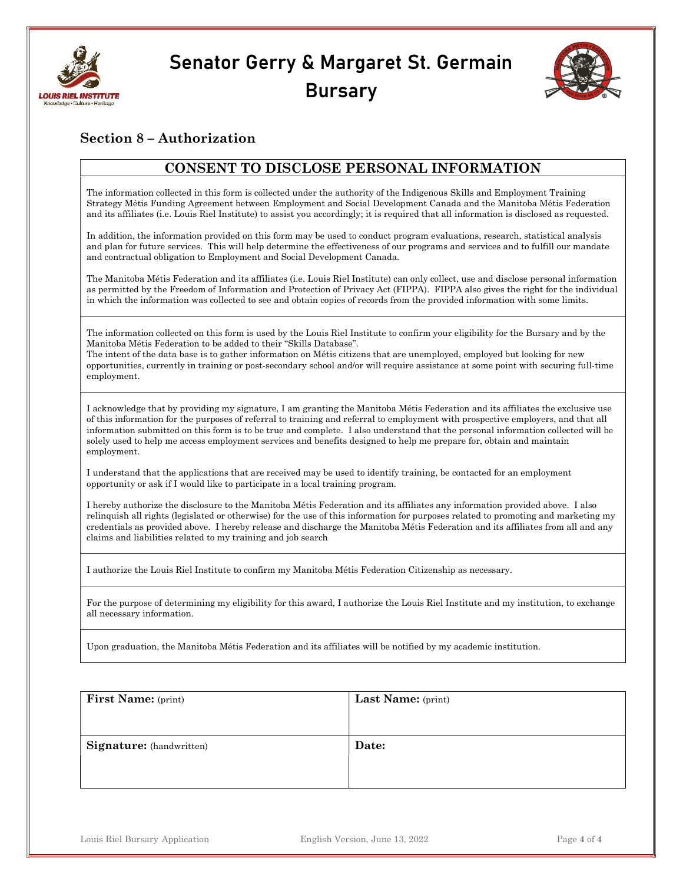# Senator Gerry & Margaret St. Germain Bursary

## Section 8 – Authorization

### CONSENT TO DISCLOSE PERSONAL INFORMATION

The information collected in this form is collected under the authority of the Indigenous Skills and Employment Training Strategy Métis Funding Agreement between Employment and Social Development Canada and the Manitoba Métis Federation and its affiliates (i.e. Louis Riel Institute) to assist you accordingly; it is required that all information is disclosed as requested.

In addition, the information provided on this form may be used to conduct program evaluations, research, statistical analysis and plan for future services. This will help determine the effectiveness of our programs and services and to fulfill our mandate and contractual obligation to Employment and Social Development Canada.

The Manitoba Métis Federation and its affiliates (i.e. Louis Riel Institute) can only collect, use and disclose personal information as permitted by the Freedom of Information and Protection of Privacy Act (FIPPA). FIPPA also gives the right for the individual in which the information was collected to see and obtain copies of records from the provided information with some limits.

The information collected on this form is used by the Louis Riel Institute to confirm your eligibility for the Bursary and by the Manitoba Métis Federation to be added to their "Skills Database".
The intent of the data base is to gather information on Métis citizens that are unemployed, employed but looking for new opportunities, currently in training or post-secondary school and/or will require assistance at some point with securing full-time employment.

I acknowledge that by providing my signature, I am granting the Manitoba Métis Federation and its affiliates the exclusive use of this information for the purposes of referral to training and referral to employment with prospective employers, and that all information submitted on this form is to be true and complete. I also understand that the personal information collected will be solely used to help me access employment services and benefits designed to help me prepare for, obtain and maintain employment.

I understand that the applications that are received may be used to identify training, be contacted for an employment opportunity or ask if I would like to participate in a local training program.

I hereby authorize the disclosure to the Manitoba Métis Federation and its affiliates any information provided above. I also relinquish all rights (legislated or otherwise) for the use of this information for purposes related to promoting and marketing my credentials as provided above. I hereby release and discharge the Manitoba Métis Federation and its affiliates from all and any claims and liabilities related to my training and job search

I authorize the Louis Riel Institute to confirm my Manitoba Métis Federation Citizenship as necessary.

For the purpose of determining my eligibility for this award, I authorize the Louis Riel Institute and my institution, to exchange all necessary information.

Upon graduation, the Manitoba Métis Federation and its affiliates will be notified by my academic institution.

| | |
|---|---|
| **First Name:** (print) | **Last Name:** (print) |
| **Signature:** (handwritten) | **Date:** |